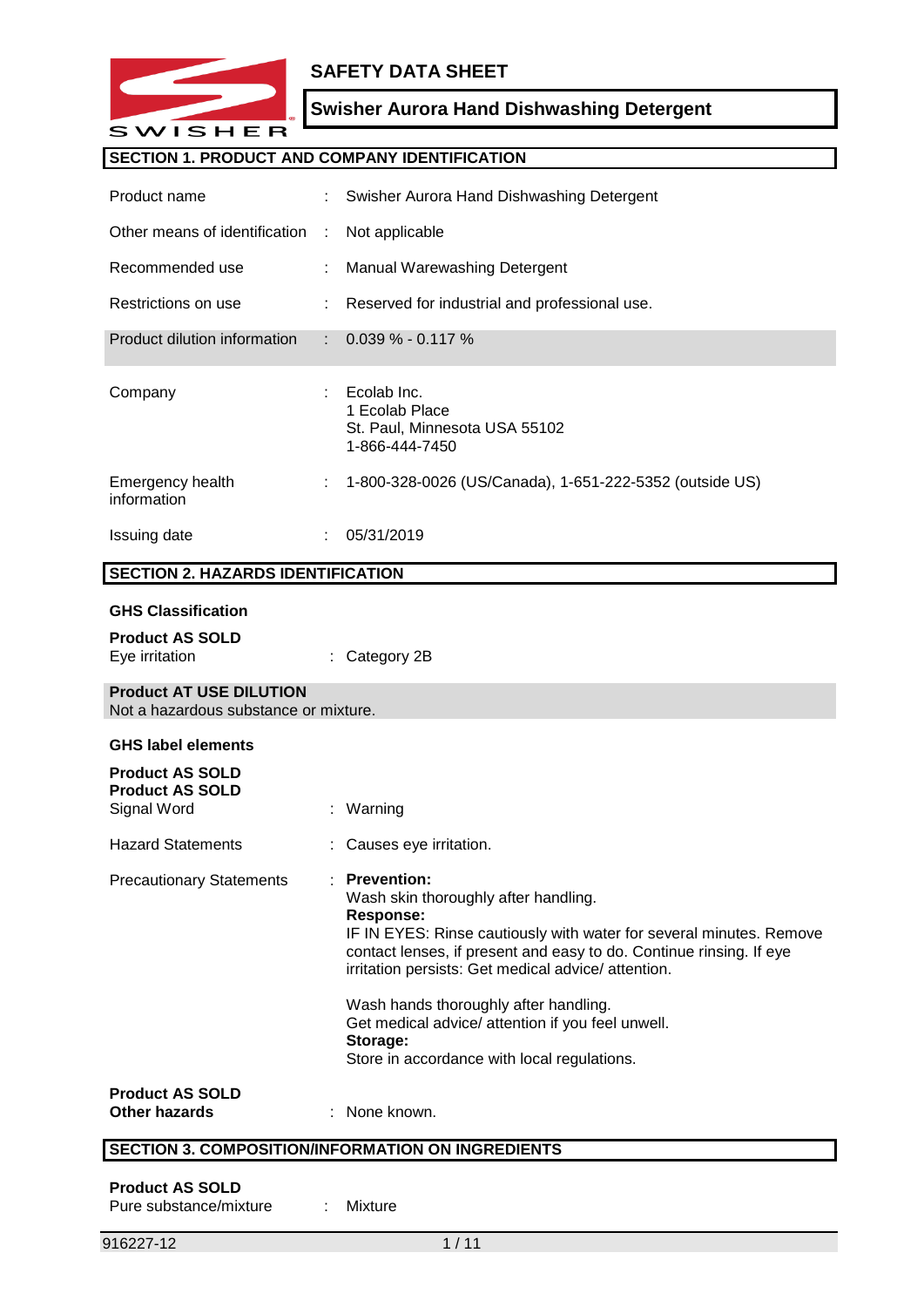# SAFETY DATA SHEET

## Swisher Aurora Hand Dishwashing Detergent

## SECTION 1. PRODUCT AND COMPANY IDENTIFICATION

| | | |
|---|---|---|
| Product name | : | Swisher Aurora Hand Dishwashing Detergent |
| Other means of identification | : | Not applicable |
| Recommended use | : | Manual Warewashing Detergent |
| Restrictions on use | : | Reserved for industrial and professional use. |
| Product dilution information | : | 0.039 % - 0.117 % |
| Company | : | Ecolab Inc.<br>1 Ecolab Place<br>St. Paul, Minnesota USA 55102<br>1-866-444-7450 |
| Emergency health information | : | 1-800-328-0026 (US/Canada), 1-651-222-5352 (outside US) |
| Issuing date | : | 05/31/2019 |

## SECTION 2. HAZARDS IDENTIFICATION

**GHS Classification**

**Product AS SOLD**

Eye irritation : Category 2B

**Product AT USE DILUTION**

Not a hazardous substance or mixture.

**GHS label elements**

**Product AS SOLD**
**Product AS SOLD**

Signal Word : Warning

Hazard Statements : Causes eye irritation.

Precautionary Statements :

**Prevention:**
Wash skin thoroughly after handling.
**Response:**
IF IN EYES: Rinse cautiously with water for several minutes. Remove contact lenses, if present and easy to do. Continue rinsing. If eye irritation persists: Get medical advice/ attention.

Wash hands thoroughly after handling.
Get medical advice/ attention if you feel unwell.
**Storage:**
Store in accordance with local regulations.

**Product AS SOLD**
**Other hazards** : None known.

## SECTION 3. COMPOSITION/INFORMATION ON INGREDIENTS

**Product AS SOLD**

Pure substance/mixture : Mixture

916227-12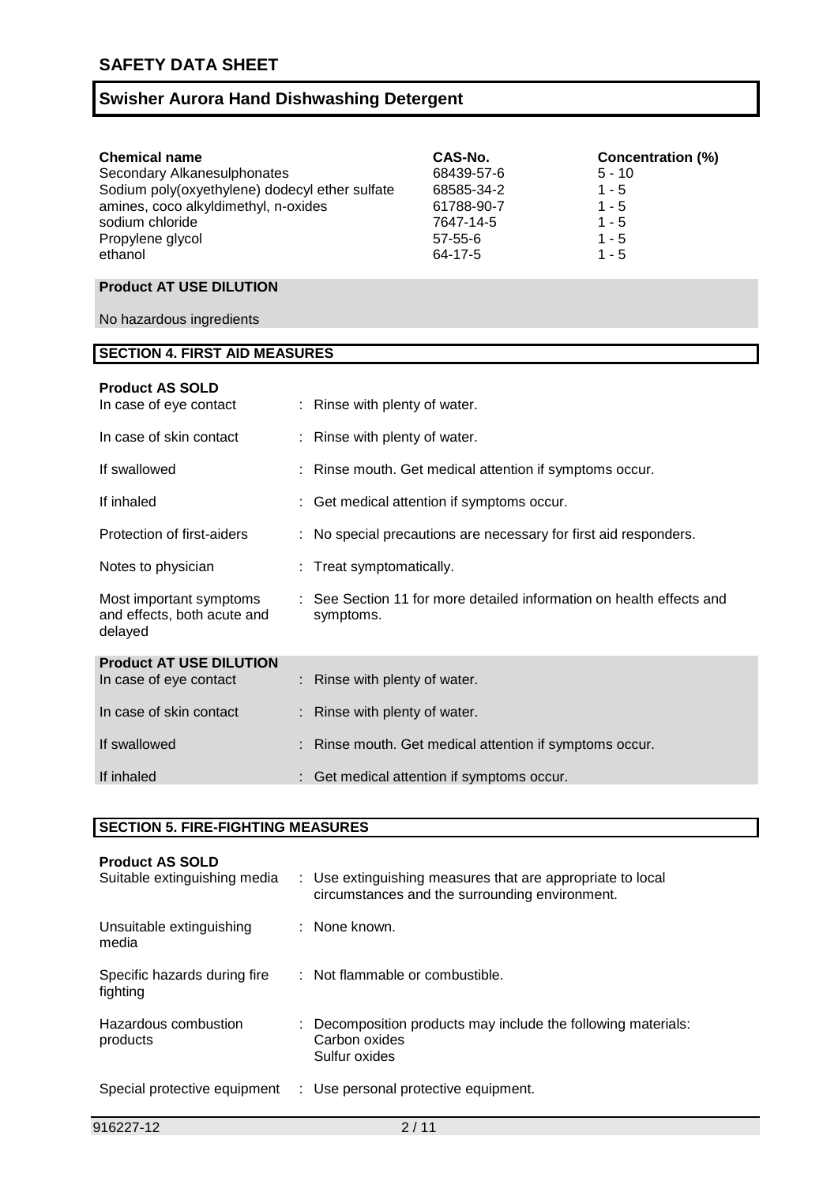| Chemical name | CAS-No. | Concentration (%) |
| --- | --- | --- |
| Secondary Alkanesulphonates | 68439-57-6 | 5 - 10 |
| Sodium poly(oxyethylene) dodecyl ether sulfate | 68585-34-2 | 1 - 5 |
| amines, coco alkyldimethyl, n-oxides | 61788-90-7 | 1 - 5 |
| sodium chloride | 7647-14-5 | 1 - 5 |
| Propylene glycol | 57-55-6 | 1 - 5 |
| ethanol | 64-17-5 | 1 - 5 |

**Product AT USE DILUTION**

No hazardous ingredients

## SECTION 4. FIRST AID MEASURES

**Product AS SOLD**

| | |
| --- | --- |
| In case of eye contact | : Rinse with plenty of water. |
| In case of skin contact | : Rinse with plenty of water. |
| If swallowed | : Rinse mouth. Get medical attention if symptoms occur. |
| If inhaled | : Get medical attention if symptoms occur. |
| Protection of first-aiders | : No special precautions are necessary for first aid responders. |
| Notes to physician | : Treat symptomatically. |
| Most important symptoms and effects, both acute and delayed | : See Section 11 for more detailed information on health effects and symptoms. |

**Product AT USE DILUTION**

| | |
| --- | --- |
| In case of eye contact | : Rinse with plenty of water. |
| In case of skin contact | : Rinse with plenty of water. |
| If swallowed | : Rinse mouth. Get medical attention if symptoms occur. |
| If inhaled | : Get medical attention if symptoms occur. |

## SECTION 5. FIRE-FIGHTING MEASURES

**Product AS SOLD**

| | |
| --- | --- |
| Suitable extinguishing media | : Use extinguishing measures that are appropriate to local circumstances and the surrounding environment. |
| Unsuitable extinguishing media | : None known. |
| Specific hazards during fire fighting | : Not flammable or combustible. |
| Hazardous combustion products | : Decomposition products may include the following materials: Carbon oxides Sulfur oxides |
| Special protective equipment | : Use personal protective equipment. |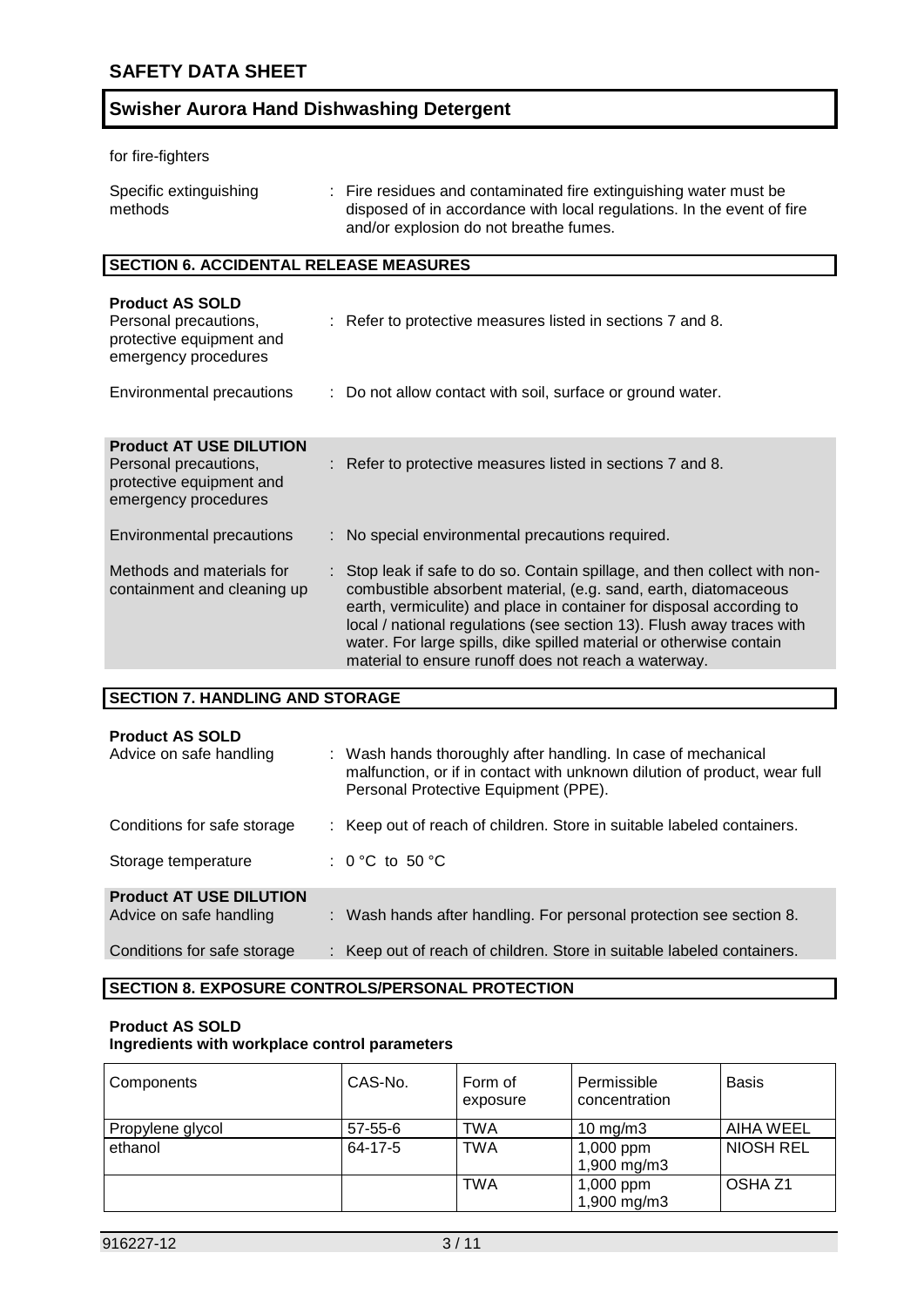for fire-fighters

| | |
|---|---|
| Specific extinguishing methods | : Fire residues and contaminated fire extinguishing water must be disposed of in accordance with local regulations. In the event of fire and/or explosion do not breathe fumes. |

## SECTION 6. ACCIDENTAL RELEASE MEASURES

**Product AS SOLD**

| | |
|---|---|
| Personal precautions, protective equipment and emergency procedures | : Refer to protective measures listed in sections 7 and 8. |
| Environmental precautions | : Do not allow contact with soil, surface or ground water. |

**Product AT USE DILUTION**

| | |
|---|---|
| Personal precautions, protective equipment and emergency procedures | : Refer to protective measures listed in sections 7 and 8. |
| Environmental precautions | : No special environmental precautions required. |
| Methods and materials for containment and cleaning up | : Stop leak if safe to do so. Contain spillage, and then collect with non-combustible absorbent material, (e.g. sand, earth, diatomaceous earth, vermiculite) and place in container for disposal according to local / national regulations (see section 13). Flush away traces with water. For large spills, dike spilled material or otherwise contain material to ensure runoff does not reach a waterway. |

## SECTION 7. HANDLING AND STORAGE

**Product AS SOLD**

| | |
|---|---|
| Advice on safe handling | : Wash hands thoroughly after handling. In case of mechanical malfunction, or if in contact with unknown dilution of product, wear full Personal Protective Equipment (PPE). |
| Conditions for safe storage | : Keep out of reach of children. Store in suitable labeled containers. |
| Storage temperature | : 0 °C to 50 °C |

**Product AT USE DILUTION**

| | |
|---|---|
| Advice on safe handling | : Wash hands after handling. For personal protection see section 8. |
| Conditions for safe storage | : Keep out of reach of children. Store in suitable labeled containers. |

## SECTION 8. EXPOSURE CONTROLS/PERSONAL PROTECTION

**Product AS SOLD**
**Ingredients with workplace control parameters**

| Components | CAS-No. | Form of exposure | Permissible concentration | Basis |
|---|---|---|---|---|
| Propylene glycol | 57-55-6 | TWA | 10 mg/m3 | AIHA WEEL |
| ethanol | 64-17-5 | TWA | 1,000 ppm<br>1,900 mg/m3 | NIOSH REL |
| | | TWA | 1,000 ppm<br>1,900 mg/m3 | OSHA Z1 |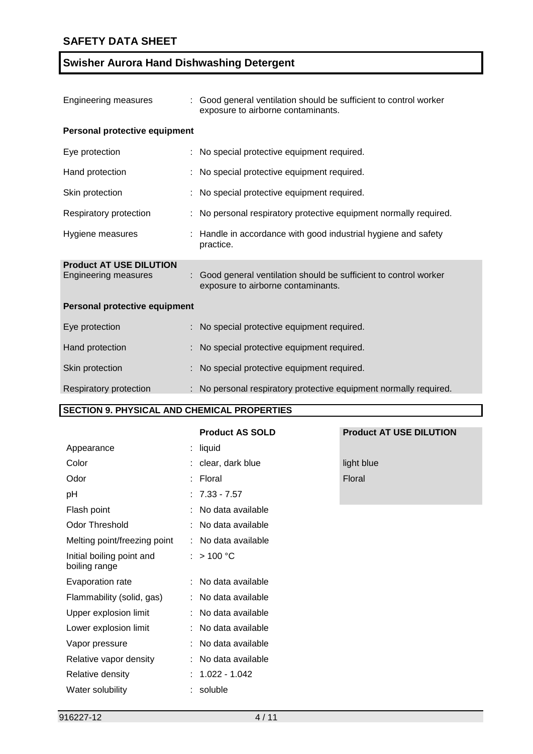| | | |
|---|---|---|
| Engineering measures | : | Good general ventilation should be sufficient to control worker exposure to airborne contaminants. |

**Personal protective equipment**

| | | |
|---|---|---|
| Eye protection | : | No special protective equipment required. |
| Hand protection | : | No special protective equipment required. |
| Skin protection | : | No special protective equipment required. |
| Respiratory protection | : | No personal respiratory protective equipment normally required. |
| Hygiene measures | : | Handle in accordance with good industrial hygiene and safety practice. |

**Product AT USE DILUTION**

| | | |
|---|---|---|
| Engineering measures | : | Good general ventilation should be sufficient to control worker exposure to airborne contaminants. |

**Personal protective equipment**

| | | |
|---|---|---|
| Eye protection | : | No special protective equipment required. |
| Hand protection | : | No special protective equipment required. |
| Skin protection | : | No special protective equipment required. |
| Respiratory protection | : | No personal respiratory protective equipment normally required. |

## SECTION 9. PHYSICAL AND CHEMICAL PROPERTIES

| | | Product AS SOLD | Product AT USE DILUTION |
|---|---|---|---|
| Appearance | : | liquid | |
| Color | : | clear, dark blue | light blue |
| Odor | : | Floral | Floral |
| pH | : | 7.33 - 7.57 | |
| Flash point | : | No data available | |
| Odor Threshold | : | No data available | |
| Melting point/freezing point | : | No data available | |
| Initial boiling point and boiling range | : | > 100 °C | |
| Evaporation rate | : | No data available | |
| Flammability (solid, gas) | : | No data available | |
| Upper explosion limit | : | No data available | |
| Lower explosion limit | : | No data available | |
| Vapor pressure | : | No data available | |
| Relative vapor density | : | No data available | |
| Relative density | : | 1.022 - 1.042 | |
| Water solubility | : | soluble | |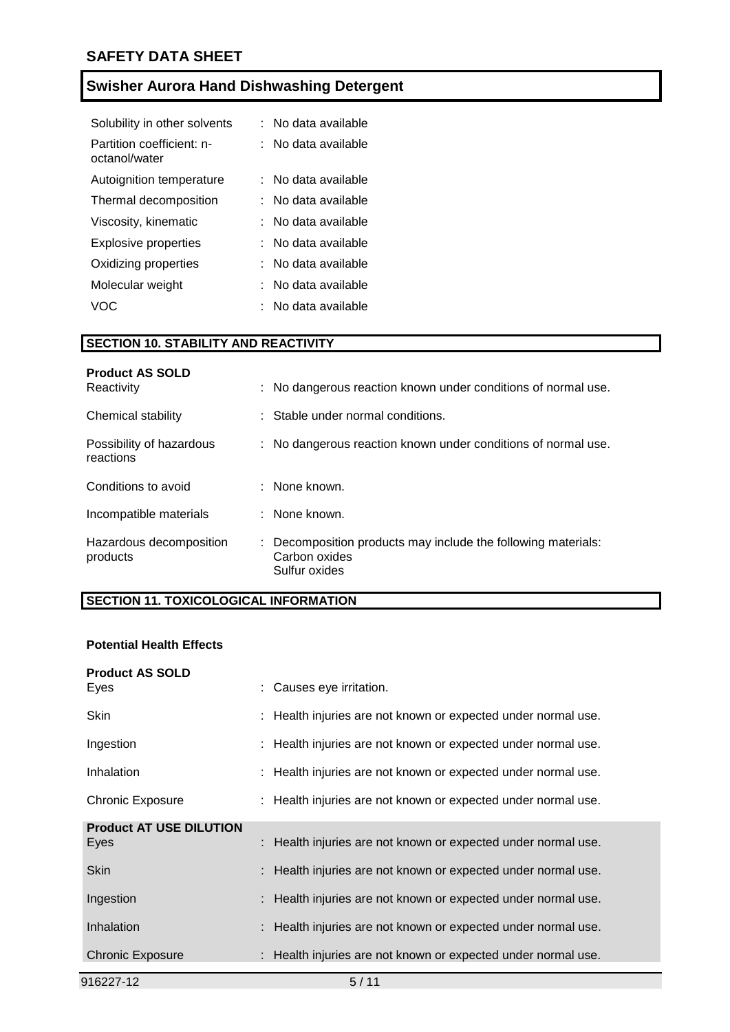| | |
|---|---|
| Solubility in other solvents | : No data available |
| Partition coefficient: n-octanol/water | : No data available |
| Autoignition temperature | : No data available |
| Thermal decomposition | : No data available |
| Viscosity, kinematic | : No data available |
| Explosive properties | : No data available |
| Oxidizing properties | : No data available |
| Molecular weight | : No data available |
| VOC | : No data available |

## SECTION 10. STABILITY AND REACTIVITY

**Product AS SOLD**

| | |
|---|---|
| Reactivity | : No dangerous reaction known under conditions of normal use. |
| Chemical stability | : Stable under normal conditions. |
| Possibility of hazardous reactions | : No dangerous reaction known under conditions of normal use. |
| Conditions to avoid | : None known. |
| Incompatible materials | : None known. |
| Hazardous decomposition products | : Decomposition products may include the following materials: Carbon oxides Sulfur oxides |

## SECTION 11. TOXICOLOGICAL INFORMATION

**Potential Health Effects**

**Product AS SOLD**

| | |
|---|---|
| Eyes | : Causes eye irritation. |
| Skin | : Health injuries are not known or expected under normal use. |
| Ingestion | : Health injuries are not known or expected under normal use. |
| Inhalation | : Health injuries are not known or expected under normal use. |
| Chronic Exposure | : Health injuries are not known or expected under normal use. |

**Product AT USE DILUTION**

| | |
|---|---|
| Eyes | : Health injuries are not known or expected under normal use. |
| Skin | : Health injuries are not known or expected under normal use. |
| Ingestion | : Health injuries are not known or expected under normal use. |
| Inhalation | : Health injuries are not known or expected under normal use. |
| Chronic Exposure | : Health injuries are not known or expected under normal use. |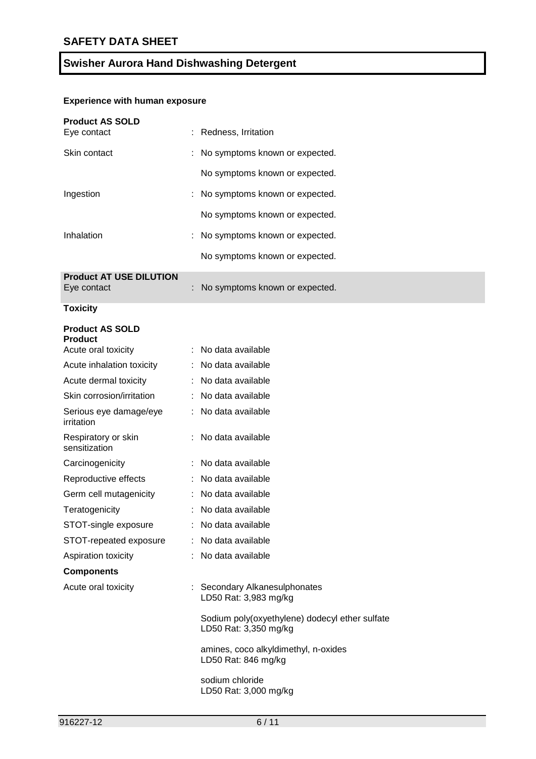## SAFETY DATA SHEET

## Swisher Aurora Hand Dishwashing Detergent

### Experience with human exposure

**Product AS SOLD**

| | | |
|---|---|---|
| Eye contact | : | Redness, Irritation |
| Skin contact | : | No symptoms known or expected. |
| | | No symptoms known or expected. |
| Ingestion | : | No symptoms known or expected. |
| | | No symptoms known or expected. |
| Inhalation | : | No symptoms known or expected. |
| | | No symptoms known or expected. |

**Product AT USE DILUTION**

| | | |
|---|---|---|
| Eye contact | : | No symptoms known or expected. |

### Toxicity

**Product AS SOLD**

**Product**

| | | |
|---|---|---|
| Acute oral toxicity | : | No data available |
| Acute inhalation toxicity | : | No data available |
| Acute dermal toxicity | : | No data available |
| Skin corrosion/irritation | : | No data available |
| Serious eye damage/eye irritation | : | No data available |
| Respiratory or skin sensitization | : | No data available |
| Carcinogenicity | : | No data available |
| Reproductive effects | : | No data available |
| Germ cell mutagenicity | : | No data available |
| Teratogenicity | : | No data available |
| STOT-single exposure | : | No data available |
| STOT-repeated exposure | : | No data available |
| Aspiration toxicity | : | No data available |

**Components**

Acute oral toxicity :

Secondary Alkanesulphonates
LD50 Rat: 3,983 mg/kg

Sodium poly(oxyethylene) dodecyl ether sulfate
LD50 Rat: 3,350 mg/kg

amines, coco alkyldimethyl, n-oxides
LD50 Rat: 846 mg/kg

sodium chloride
LD50 Rat: 3,000 mg/kg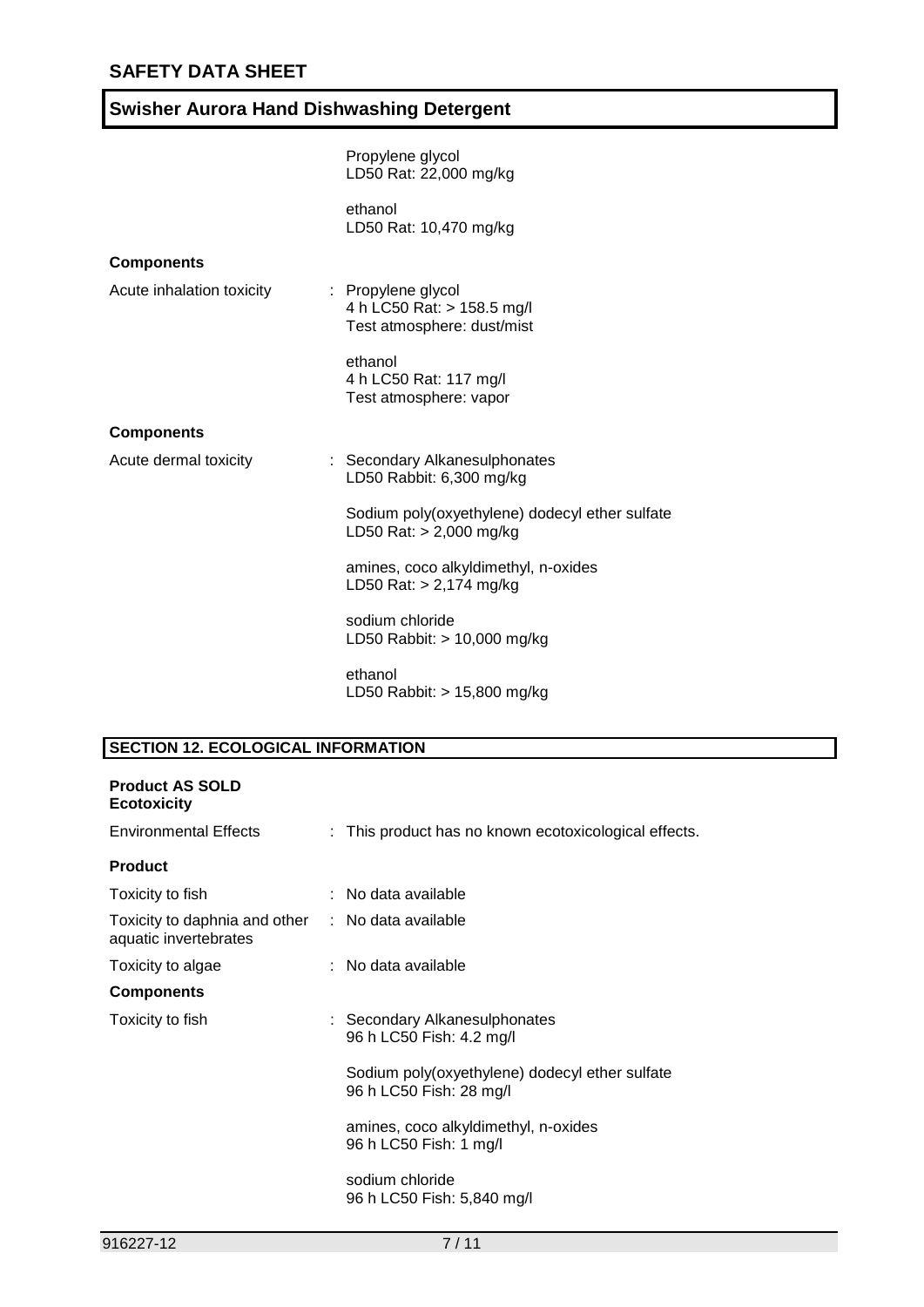Propylene glycol
LD50 Rat: 22,000 mg/kg

ethanol
LD50 Rat: 10,470 mg/kg

**Components**

Acute inhalation toxicity : Propylene glycol
4 h LC50 Rat: > 158.5 mg/l
Test atmosphere: dust/mist

ethanol
4 h LC50 Rat: 117 mg/l
Test atmosphere: vapor

**Components**

Acute dermal toxicity : Secondary Alkanesulphonates
LD50 Rabbit: 6,300 mg/kg

Sodium poly(oxyethylene) dodecyl ether sulfate
LD50 Rat: > 2,000 mg/kg

amines, coco alkyldimethyl, n-oxides
LD50 Rat: > 2,174 mg/kg

sodium chloride
LD50 Rabbit: > 10,000 mg/kg

ethanol
LD50 Rabbit: > 15,800 mg/kg

## SECTION 12. ECOLOGICAL INFORMATION

**Product AS SOLD**
**Ecotoxicity**

Environmental Effects : This product has no known ecotoxicological effects.

**Product**

Toxicity to fish : No data available

Toxicity to daphnia and other aquatic invertebrates : No data available

Toxicity to algae : No data available

**Components**

Toxicity to fish : Secondary Alkanesulphonates
96 h LC50 Fish: 4.2 mg/l

Sodium poly(oxyethylene) dodecyl ether sulfate
96 h LC50 Fish: 28 mg/l

amines, coco alkyldimethyl, n-oxides
96 h LC50 Fish: 1 mg/l

sodium chloride
96 h LC50 Fish: 5,840 mg/l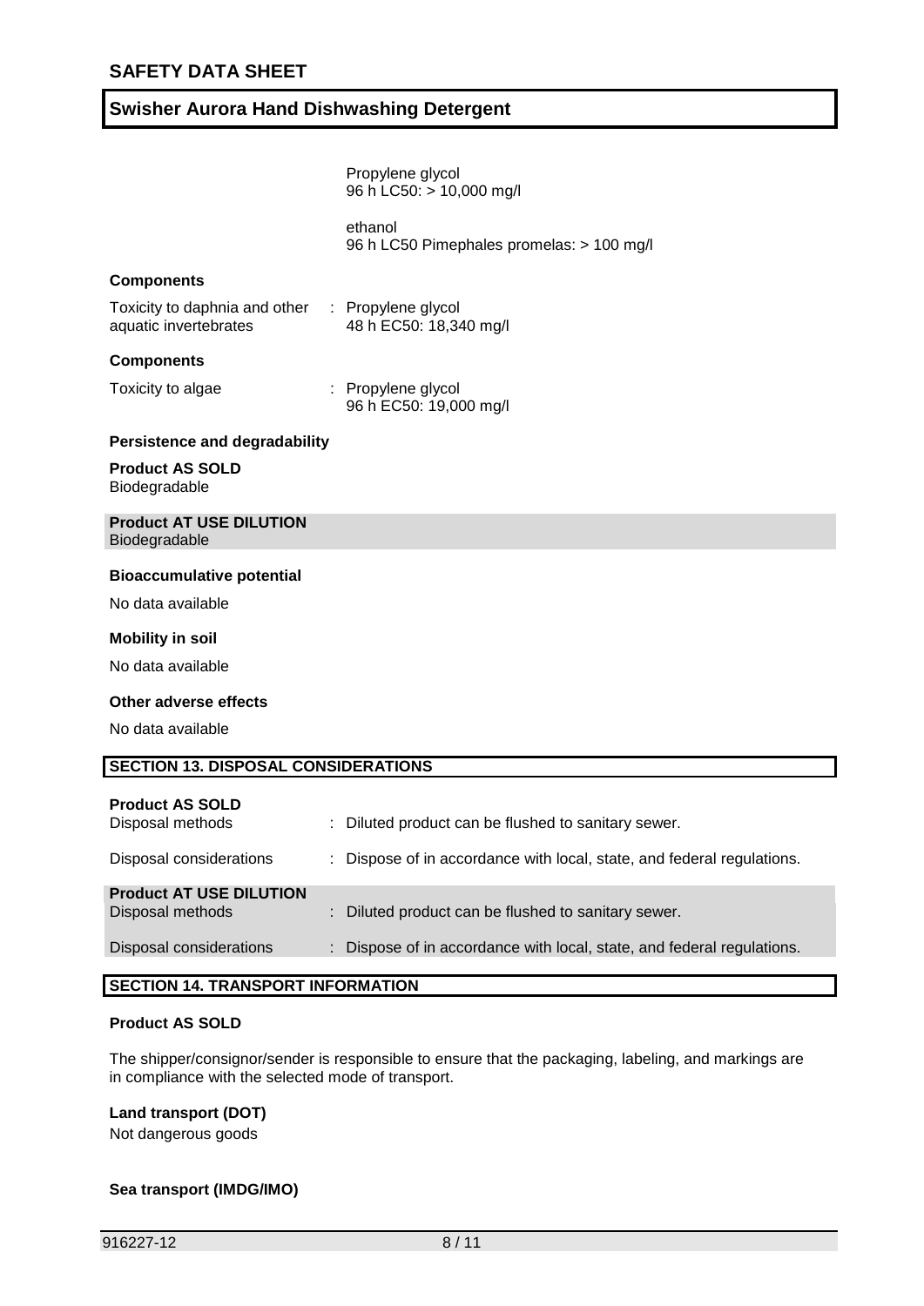Propylene glycol
96 h LC50: > 10,000 mg/l

ethanol
96 h LC50 Pimephales promelas: > 100 mg/l

**Components**

Toxicity to daphnia and other aquatic invertebrates : Propylene glycol
48 h EC50: 18,340 mg/l

**Components**

Toxicity to algae : Propylene glycol
96 h EC50: 19,000 mg/l

**Persistence and degradability**

**Product AS SOLD**
Biodegradable

**Product AT USE DILUTION**
Biodegradable

**Bioaccumulative potential**

No data available

**Mobility in soil**

No data available

**Other adverse effects**

No data available

## SECTION 13. DISPOSAL CONSIDERATIONS

**Product AS SOLD**

Disposal methods : Diluted product can be flushed to sanitary sewer.

Disposal considerations : Dispose of in accordance with local, state, and federal regulations.

**Product AT USE DILUTION**

Disposal methods : Diluted product can be flushed to sanitary sewer.

Disposal considerations : Dispose of in accordance with local, state, and federal regulations.

## SECTION 14. TRANSPORT INFORMATION

**Product AS SOLD**

The shipper/consignor/sender is responsible to ensure that the packaging, labeling, and markings are in compliance with the selected mode of transport.

**Land transport (DOT)**
Not dangerous goods

**Sea transport (IMDG/IMO)**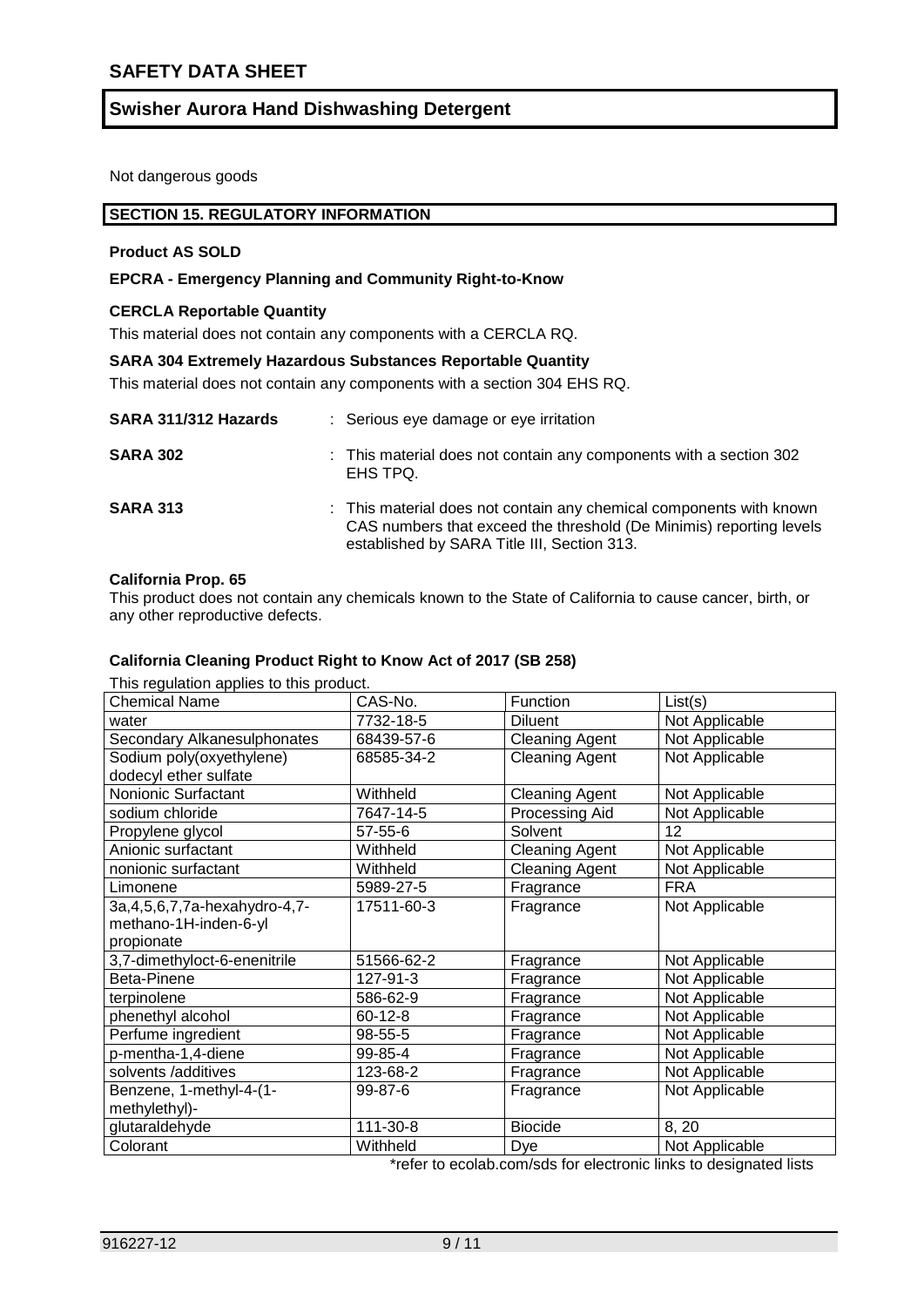Not dangerous goods

## SECTION 15. REGULATORY INFORMATION

**Product AS SOLD**

**EPCRA - Emergency Planning and Community Right-to-Know**

**CERCLA Reportable Quantity**

This material does not contain any components with a CERCLA RQ.

**SARA 304 Extremely Hazardous Substances Reportable Quantity**

This material does not contain any components with a section 304 EHS RQ.

**SARA 311/312 Hazards** : Serious eye damage or eye irritation

**SARA 302** : This material does not contain any components with a section 302 EHS TPQ.

**SARA 313** : This material does not contain any chemical components with known CAS numbers that exceed the threshold (De Minimis) reporting levels established by SARA Title III, Section 313.

**California Prop. 65**

This product does not contain any chemicals known to the State of California to cause cancer, birth, or any other reproductive defects.

**California Cleaning Product Right to Know Act of 2017 (SB 258)**

This regulation applies to this product.

| Chemical Name | CAS-No. | Function | List(s) |
|---|---|---|---|
| water | 7732-18-5 | Diluent | Not Applicable |
| Secondary Alkanesulphonates | 68439-57-6 | Cleaning Agent | Not Applicable |
| Sodium poly(oxyethylene) dodecyl ether sulfate | 68585-34-2 | Cleaning Agent | Not Applicable |
| Nonionic Surfactant | Withheld | Cleaning Agent | Not Applicable |
| sodium chloride | 7647-14-5 | Processing Aid | Not Applicable |
| Propylene glycol | 57-55-6 | Solvent | 12 |
| Anionic surfactant | Withheld | Cleaning Agent | Not Applicable |
| nonionic surfactant | Withheld | Cleaning Agent | Not Applicable |
| Limonene | 5989-27-5 | Fragrance | FRA |
| 3a,4,5,6,7,7a-hexahydro-4,7-methano-1H-inden-6-yl propionate | 17511-60-3 | Fragrance | Not Applicable |
| 3,7-dimethyloct-6-enenitrile | 51566-62-2 | Fragrance | Not Applicable |
| Beta-Pinene | 127-91-3 | Fragrance | Not Applicable |
| terpinolene | 586-62-9 | Fragrance | Not Applicable |
| phenethyl alcohol | 60-12-8 | Fragrance | Not Applicable |
| Perfume ingredient | 98-55-5 | Fragrance | Not Applicable |
| p-mentha-1,4-diene | 99-85-4 | Fragrance | Not Applicable |
| solvents /additives | 123-68-2 | Fragrance | Not Applicable |
| Benzene, 1-methyl-4-(1-methylethyl)- | 99-87-6 | Fragrance | Not Applicable |
| glutaraldehyde | 111-30-8 | Biocide | 8, 20 |
| Colorant | Withheld | Dye | Not Applicable |

*refer to ecolab.com/sds for electronic links to designated lists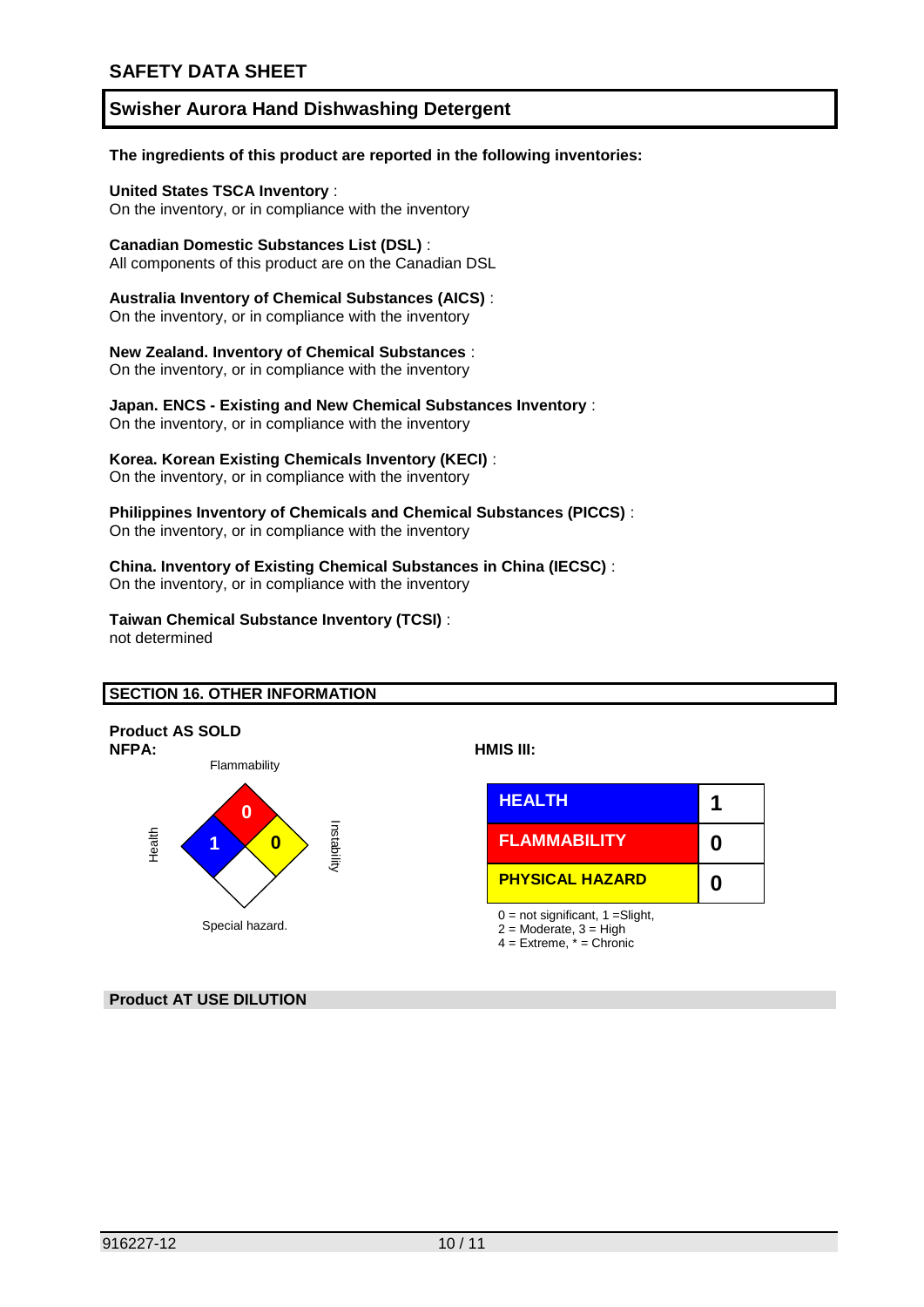## SAFETY DATA SHEET

## Swisher Aurora Hand Dishwashing Detergent

**The ingredients of this product are reported in the following inventories:**

**United States TSCA Inventory** :
On the inventory, or in compliance with the inventory

**Canadian Domestic Substances List (DSL)** :
All components of this product are on the Canadian DSL

**Australia Inventory of Chemical Substances (AICS)** :
On the inventory, or in compliance with the inventory

**New Zealand. Inventory of Chemical Substances** :
On the inventory, or in compliance with the inventory

**Japan. ENCS - Existing and New Chemical Substances Inventory** :
On the inventory, or in compliance with the inventory

**Korea. Korean Existing Chemicals Inventory (KECI)** :
On the inventory, or in compliance with the inventory

**Philippines Inventory of Chemicals and Chemical Substances (PICCS)** :
On the inventory, or in compliance with the inventory

**China. Inventory of Existing Chemical Substances in China (IECSC)** :
On the inventory, or in compliance with the inventory

**Taiwan Chemical Substance Inventory (TCSI)** :
not determined

## SECTION 16. OTHER INFORMATION

**Product AS SOLD**

**NFPA:**

| Health | Flammability | Instability | Special hazard. |
|---|---|---|---|
| 1 | 0 | 0 | |

**HMIS III:**

| | |
|---|---|
| HEALTH | 1 |
| FLAMMABILITY | 0 |
| PHYSICAL HAZARD | 0 |

0 = not significant, 1 =Slight,
2 = Moderate, 3 = High
4 = Extreme, * = Chronic

**Product AT USE DILUTION**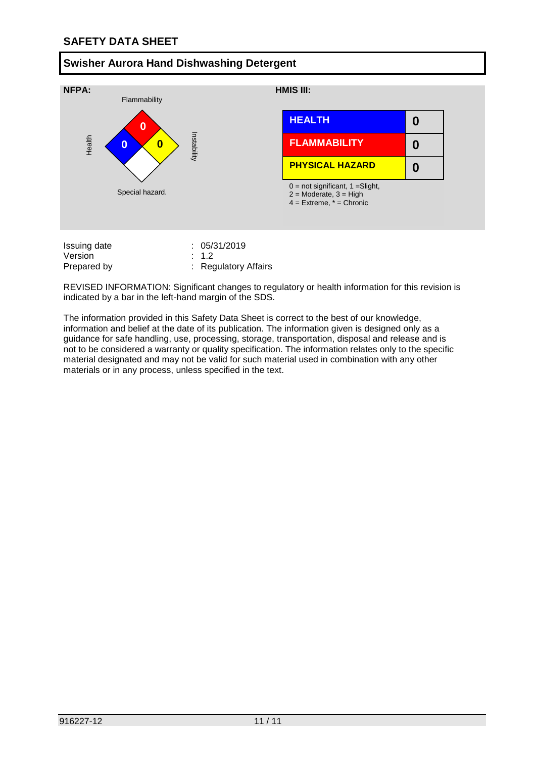## SAFETY DATA SHEET

### Swisher Aurora Hand Dishwashing Detergent

**NFPA:**

Flammability

0

Health

0

Instability

0

Special hazard.

**HMIS III:**

| | |
|---|---|
| **HEALTH** | **0** |
| **FLAMMABILITY** | **0** |
| **PHYSICAL HAZARD** | **0** |

0 = not significant, 1 =Slight,
2 = Moderate, 3 = High
4 = Extreme, * = Chronic

| | | |
|---|---|---|
| Issuing date | : | 05/31/2019 |
| Version | : | 1.2 |
| Prepared by | : | Regulatory Affairs |

REVISED INFORMATION: Significant changes to regulatory or health information for this revision is indicated by a bar in the left-hand margin of the SDS.

The information provided in this Safety Data Sheet is correct to the best of our knowledge, information and belief at the date of its publication. The information given is designed only as a guidance for safe handling, use, processing, storage, transportation, disposal and release and is not to be considered a warranty or quality specification. The information relates only to the specific material designated and may not be valid for such material used in combination with any other materials or in any process, unless specified in the text.

916227-12